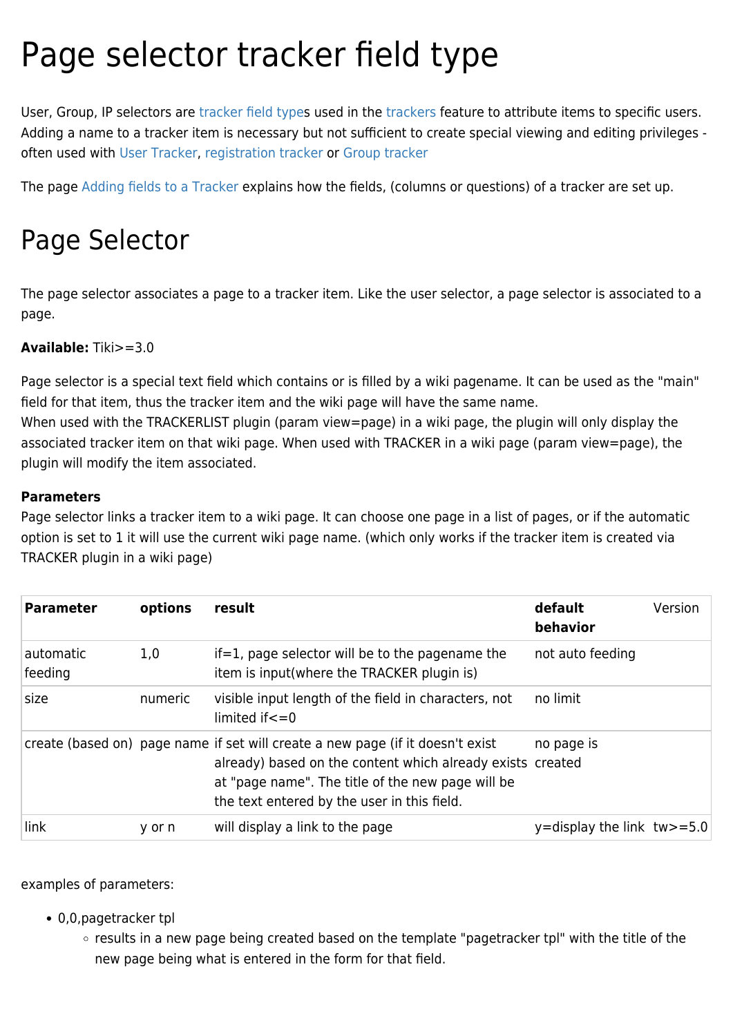# Page selector tracker field type

User, Group, IP selectors are tracker field types used in the trackers feature to attribute items to specific users. Adding a name to a tracker item is necessary but not sufficient to create special viewing and editing privileges - often used with User Tracker, registration tracker or Group tracker

The page Adding fields to a Tracker explains how the fields, (columns or questions) of a tracker are set up.

# Page Selector

The page selector associates a page to a tracker item. Like the user selector, a page selector is associated to a page.

**Available:** Tiki>=3.0

Page selector is a special text field which contains or is filled by a wiki pagename. It can be used as the "main" field for that item, thus the tracker item and the wiki page will have the same name.
When used with the TRACKERLIST plugin (param view=page) in a wiki page, the plugin will only display the associated tracker item on that wiki page. When used with TRACKER in a wiki page (param view=page), the plugin will modify the item associated.

**Parameters**
Page selector links a tracker item to a wiki page. It can choose one page in a list of pages, or if the automatic option is set to 1 it will use the current wiki page name. (which only works if the tracker item is created via TRACKER plugin in a wiki page)

| **Parameter** | **options** | **result** | **default behavior** | Version |
|---|---|---|---|---|
| automatic feeding | 1,0 | if=1, page selector will be to the pagename the item is input(where the TRACKER plugin is) | not auto feeding | |
| size | numeric | visible input length of the field in characters, not limited if<=0 | no limit | |
| create (based on) | page name | if set will create a new page (if it doesn't exist already) based on the content which already exists at "page name". The title of the new page will be the text entered by the user in this field. | no page is created | |
| link | y or n | will display a link to the page | y=display the link | tw>=5.0 |

examples of parameters:

- 0,0,pagetracker tpl
  - results in a new page being created based on the template "pagetracker tpl" with the title of the new page being what is entered in the form for that field.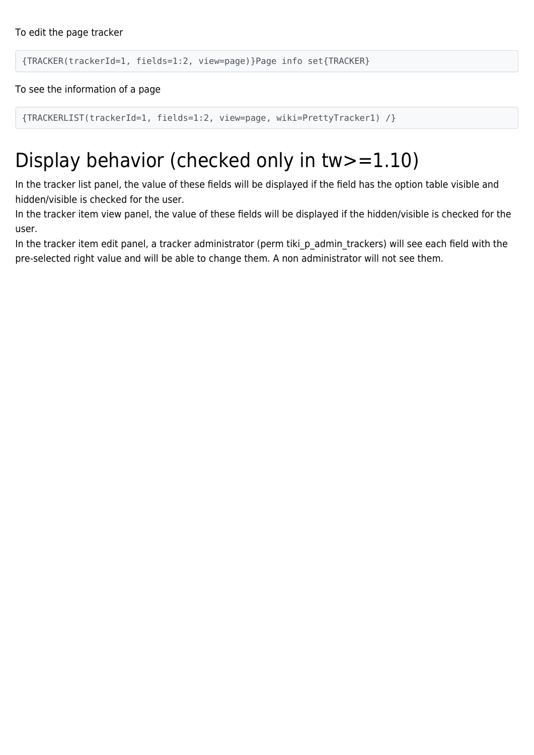To edit the page tracker

```
{TRACKER(trackerId=1, fields=1:2, view=page)}Page info set{TRACKER}
```

To see the information of a page

```
{TRACKERLIST(trackerId=1, fields=1:2, view=page, wiki=PrettyTracker1) /}
```

# Display behavior (checked only in tw>=1.10)

In the tracker list panel, the value of these fields will be displayed if the field has the option table visible and hidden/visible is checked for the user.
In the tracker item view panel, the value of these fields will be displayed if the hidden/visible is checked for the user.
In the tracker item edit panel, a tracker administrator (perm tiki_p_admin_trackers) will see each field with the pre-selected right value and will be able to change them. A non administrator will not see them.